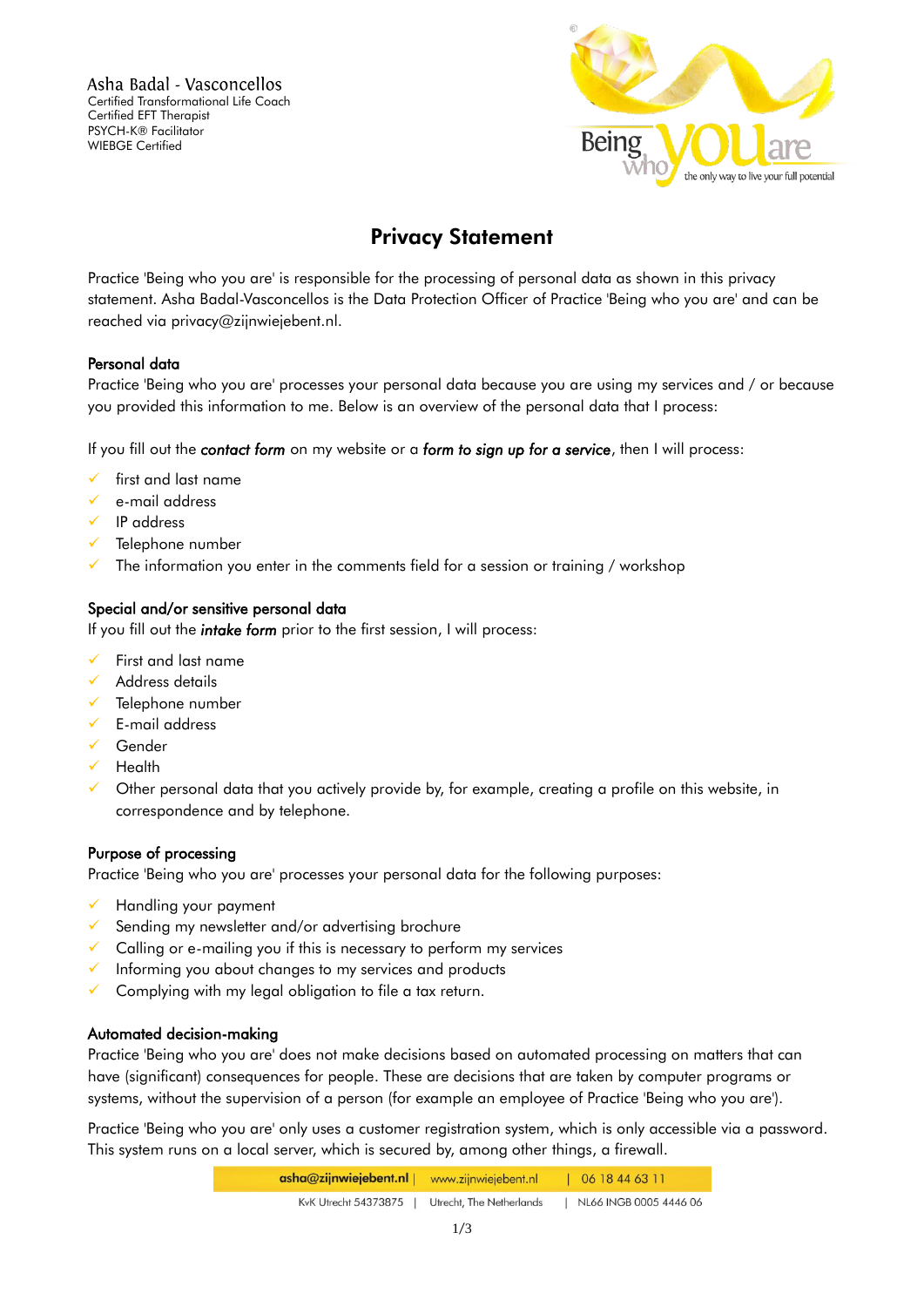Asha Badal - Vasconcellos
Certified Transformational Life Coach
Certified EFT Therapist
PSYCH-K® Facilitator
WIEBGE Certified

# Privacy Statement

Practice 'Being who you are' is responsible for the processing of personal data as shown in this privacy statement. Asha Badal-Vasconcellos is the Data Protection Officer of Practice 'Being who you are' and can be reached via privacy@zijnwiejebent.nl.

## Personal data

Practice 'Being who you are' processes your personal data because you are using my services and / or because you provided this information to me. Below is an overview of the personal data that I process:

If you fill out the ***contact form*** on my website or a ***form to sign up for a service***, then I will process:

- first and last name
- e-mail address
- IP address
- Telephone number
- The information you enter in the comments field for a session or training / workshop

## Special and/or sensitive personal data

If you fill out the ***intake form*** prior to the first session, I will process:

- First and last name
- Address details
- Telephone number
- E-mail address
- Gender
- Health
- Other personal data that you actively provide by, for example, creating a profile on this website, in correspondence and by telephone.

## Purpose of processing

Practice 'Being who you are' processes your personal data for the following purposes:

- Handling your payment
- Sending my newsletter and/or advertising brochure
- Calling or e-mailing you if this is necessary to perform my services
- Informing you about changes to my services and products
- Complying with my legal obligation to file a tax return.

## Automated decision-making

Practice 'Being who you are' does not make decisions based on automated processing on matters that can have (significant) consequences for people. These are decisions that are taken by computer programs or systems, without the supervision of a person (for example an employee of Practice 'Being who you are').

Practice 'Being who you are' only uses a customer registration system, which is only accessible via a password. This system runs on a local server, which is secured by, among other things, a firewall.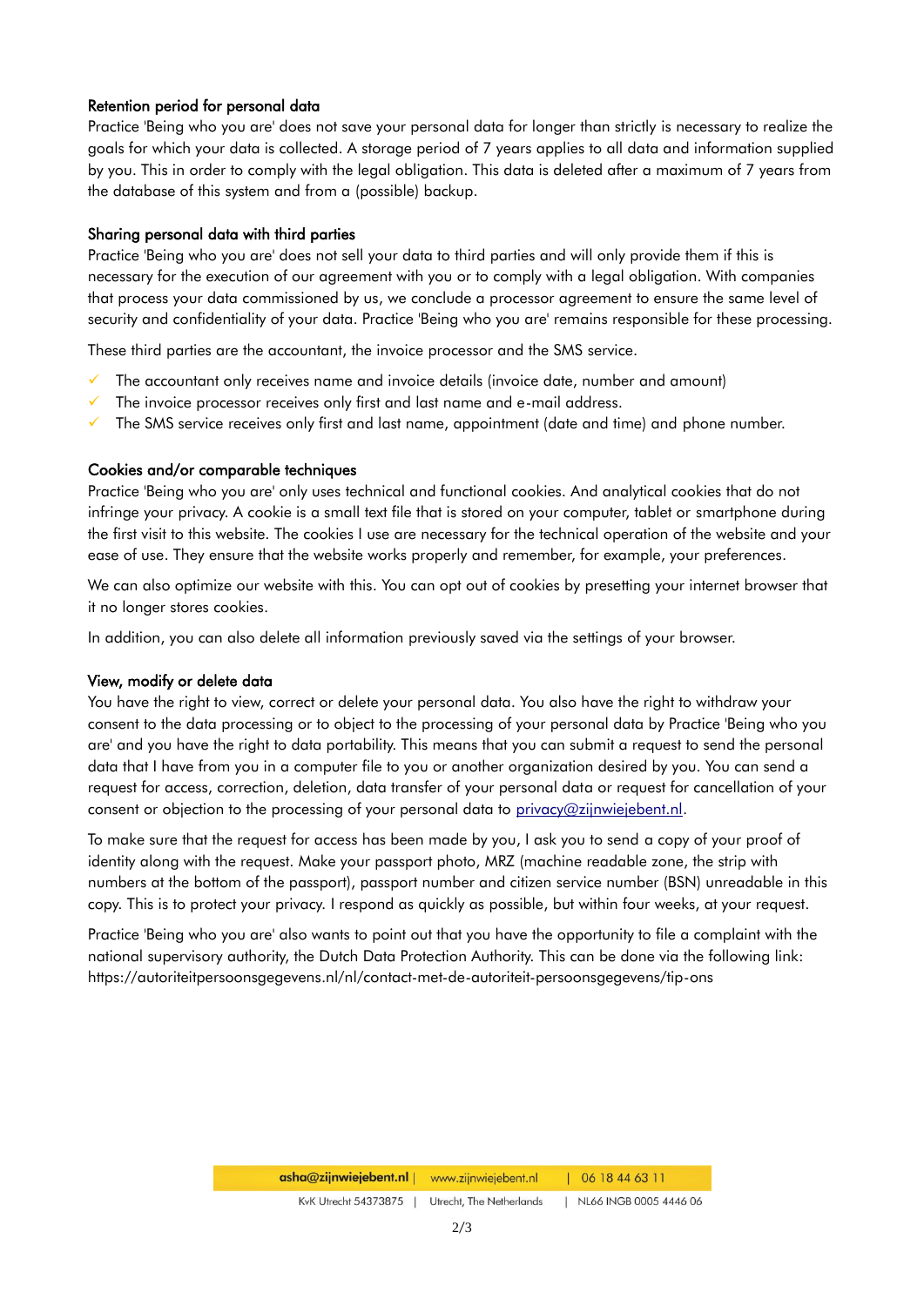### Retention period for personal data

Practice 'Being who you are' does not save your personal data for longer than strictly is necessary to realize the goals for which your data is collected. A storage period of 7 years applies to all data and information supplied by you. This in order to comply with the legal obligation. This data is deleted after a maximum of 7 years from the database of this system and from a (possible) backup.

### Sharing personal data with third parties

Practice 'Being who you are' does not sell your data to third parties and will only provide them if this is necessary for the execution of our agreement with you or to comply with a legal obligation. With companies that process your data commissioned by us, we conclude a processor agreement to ensure the same level of security and confidentiality of your data. Practice 'Being who you are' remains responsible for these processing.

These third parties are the accountant, the invoice processor and the SMS service.

- ✓ The accountant only receives name and invoice details (invoice date, number and amount)
- ✓ The invoice processor receives only first and last name and e-mail address.
- ✓ The SMS service receives only first and last name, appointment (date and time) and phone number.

### Cookies and/or comparable techniques

Practice 'Being who you are' only uses technical and functional cookies. And analytical cookies that do not infringe your privacy. A cookie is a small text file that is stored on your computer, tablet or smartphone during the first visit to this website. The cookies I use are necessary for the technical operation of the website and your ease of use. They ensure that the website works properly and remember, for example, your preferences.

We can also optimize our website with this. You can opt out of cookies by presetting your internet browser that it no longer stores cookies.

In addition, you can also delete all information previously saved via the settings of your browser.

### View, modify or delete data

You have the right to view, correct or delete your personal data. You also have the right to withdraw your consent to the data processing or to object to the processing of your personal data by Practice 'Being who you are' and you have the right to data portability. This means that you can submit a request to send the personal data that I have from you in a computer file to you or another organization desired by you. You can send a request for access, correction, deletion, data transfer of your personal data or request for cancellation of your consent or objection to the processing of your personal data to privacy@zijnwiejebent.nl.

To make sure that the request for access has been made by you, I ask you to send a copy of your proof of identity along with the request. Make your passport photo, MRZ (machine readable zone, the strip with numbers at the bottom of the passport), passport number and citizen service number (BSN) unreadable in this copy. This is to protect your privacy. I respond as quickly as possible, but within four weeks, at your request.

Practice 'Being who you are' also wants to point out that you have the opportunity to file a complaint with the national supervisory authority, the Dutch Data Protection Authority. This can be done via the following link: https://autoriteitpersoonsgegevens.nl/nl/contact-met-de-autoriteit-persoonsgegevens/tip-ons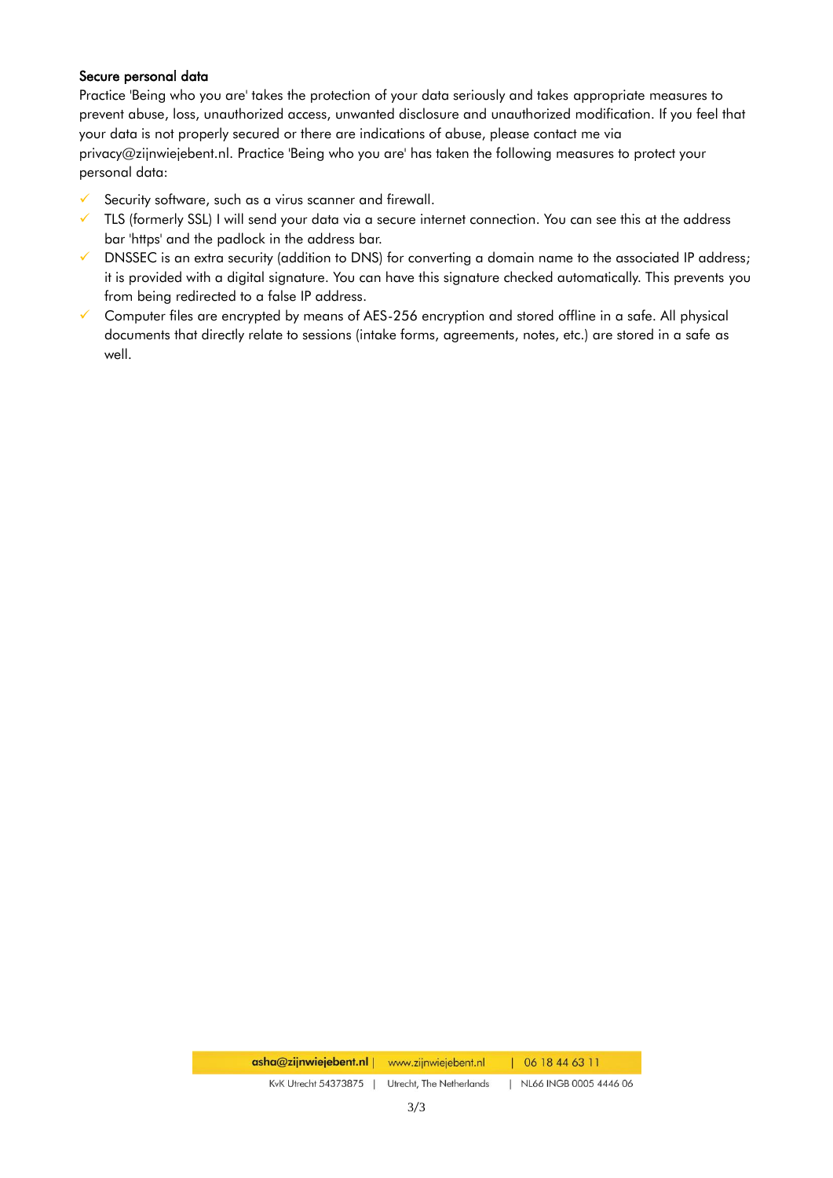### Secure personal data

Practice 'Being who you are' takes the protection of your data seriously and takes appropriate measures to prevent abuse, loss, unauthorized access, unwanted disclosure and unauthorized modification. If you feel that your data is not properly secured or there are indications of abuse, please contact me via privacy@zijnwiejebent.nl. Practice 'Being who you are' has taken the following measures to protect your personal data:

- ✓ Security software, such as a virus scanner and firewall.
- ✓ TLS (formerly SSL) I will send your data via a secure internet connection. You can see this at the address bar 'https' and the padlock in the address bar.
- ✓ DNSSEC is an extra security (addition to DNS) for converting a domain name to the associated IP address; it is provided with a digital signature. You can have this signature checked automatically. This prevents you from being redirected to a false IP address.
- ✓ Computer files are encrypted by means of AES-256 encryption and stored offline in a safe. All physical documents that directly relate to sessions (intake forms, agreements, notes, etc.) are stored in a safe as well.